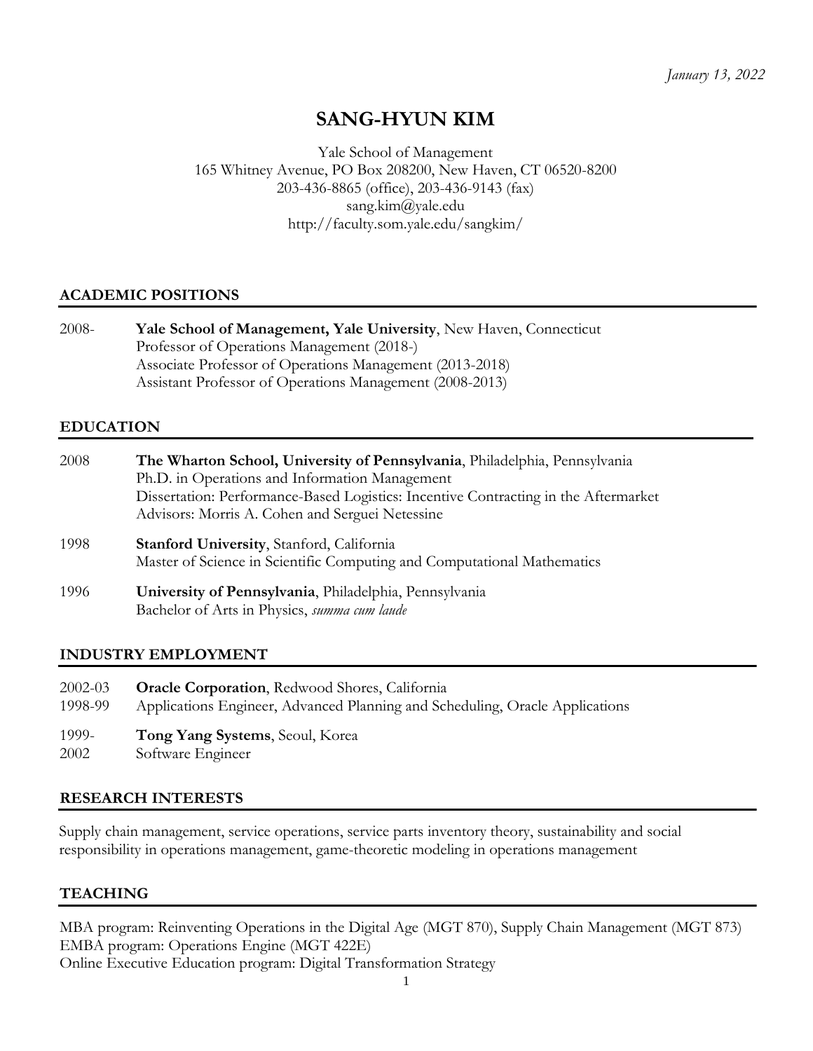*January 13, 2022*

# SANG-HYUN KIM

Yale School of Management
165 Whitney Avenue, PO Box 208200, New Haven, CT 06520-8200
203-436-8865 (office), 203-436-9143 (fax)
sang.kim@yale.edu
http://faculty.som.yale.edu/sangkim/

## ACADEMIC POSITIONS

2008- **Yale School of Management, Yale University**, New Haven, Connecticut
Professor of Operations Management (2018-)
Associate Professor of Operations Management (2013-2018)
Assistant Professor of Operations Management (2008-2013)

## EDUCATION

2008 **The Wharton School, University of Pennsylvania**, Philadelphia, Pennsylvania
Ph.D. in Operations and Information Management
Dissertation: Performance-Based Logistics: Incentive Contracting in the Aftermarket
Advisors: Morris A. Cohen and Serguei Netessine

1998 **Stanford University**, Stanford, California
Master of Science in Scientific Computing and Computational Mathematics

1996 **University of Pennsylvania**, Philadelphia, Pennsylvania
Bachelor of Arts in Physics, *summa cum laude*

## INDUSTRY EMPLOYMENT

2002-03
1998-99 **Oracle Corporation**, Redwood Shores, California
Applications Engineer, Advanced Planning and Scheduling, Oracle Applications

1999-
2002 **Tong Yang Systems**, Seoul, Korea
Software Engineer

## RESEARCH INTERESTS

Supply chain management, service operations, service parts inventory theory, sustainability and social responsibility in operations management, game-theoretic modeling in operations management

## TEACHING

MBA program: Reinventing Operations in the Digital Age (MGT 870), Supply Chain Management (MGT 873)
EMBA program: Operations Engine (MGT 422E)
Online Executive Education program: Digital Transformation Strategy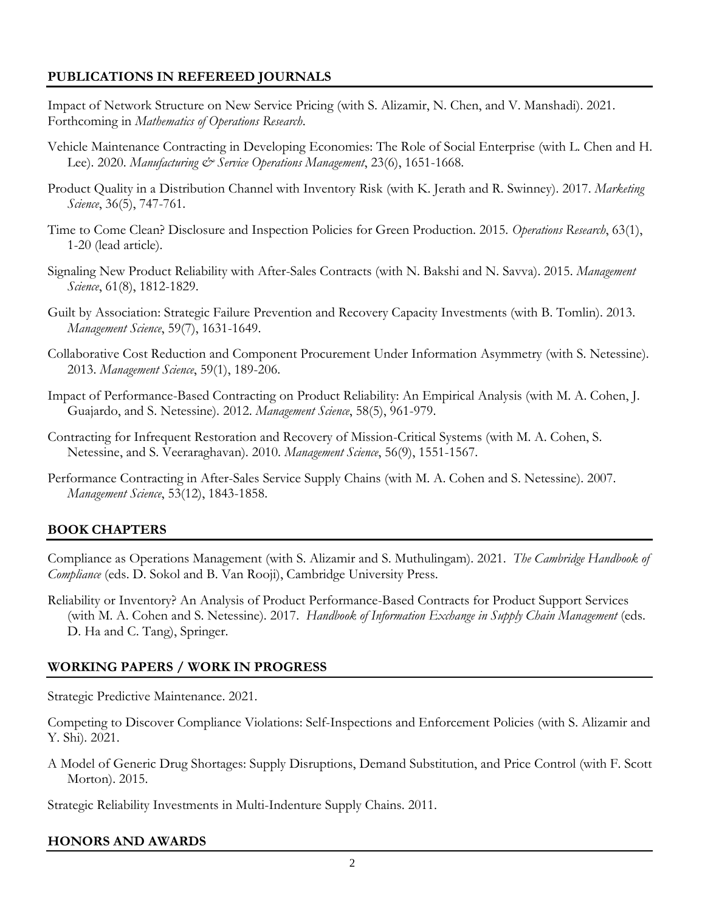## PUBLICATIONS IN REFEREED JOURNALS

Impact of Network Structure on New Service Pricing (with S. Alizamir, N. Chen, and V. Manshadi). 2021. Forthcoming in *Mathematics of Operations Research*.

Vehicle Maintenance Contracting in Developing Economies: The Role of Social Enterprise (with L. Chen and H. Lee). 2020. *Manufacturing & Service Operations Management*, 23(6), 1651-1668.

Product Quality in a Distribution Channel with Inventory Risk (with K. Jerath and R. Swinney). 2017. *Marketing Science*, 36(5), 747-761.

Time to Come Clean? Disclosure and Inspection Policies for Green Production. 2015. *Operations Research*, 63(1), 1-20 (lead article).

Signaling New Product Reliability with After-Sales Contracts (with N. Bakshi and N. Savva). 2015. *Management Science*, 61(8), 1812-1829.

Guilt by Association: Strategic Failure Prevention and Recovery Capacity Investments (with B. Tomlin). 2013. *Management Science*, 59(7), 1631-1649.

Collaborative Cost Reduction and Component Procurement Under Information Asymmetry (with S. Netessine). 2013. *Management Science*, 59(1), 189-206.

Impact of Performance-Based Contracting on Product Reliability: An Empirical Analysis (with M. A. Cohen, J. Guajardo, and S. Netessine). 2012. *Management Science*, 58(5), 961-979.

Contracting for Infrequent Restoration and Recovery of Mission-Critical Systems (with M. A. Cohen, S. Netessine, and S. Veeraraghavan). 2010. *Management Science*, 56(9), 1551-1567.

Performance Contracting in After-Sales Service Supply Chains (with M. A. Cohen and S. Netessine). 2007. *Management Science*, 53(12), 1843-1858.

## BOOK CHAPTERS

Compliance as Operations Management (with S. Alizamir and S. Muthulingam). 2021. *The Cambridge Handbook of Compliance* (eds. D. Sokol and B. Van Rooji), Cambridge University Press.

Reliability or Inventory? An Analysis of Product Performance-Based Contracts for Product Support Services (with M. A. Cohen and S. Netessine). 2017. *Handbook of Information Exchange in Supply Chain Management* (eds. D. Ha and C. Tang), Springer.

## WORKING PAPERS / WORK IN PROGRESS

Strategic Predictive Maintenance. 2021.

Competing to Discover Compliance Violations: Self-Inspections and Enforcement Policies (with S. Alizamir and Y. Shi). 2021.

A Model of Generic Drug Shortages: Supply Disruptions, Demand Substitution, and Price Control (with F. Scott Morton). 2015.

Strategic Reliability Investments in Multi-Indenture Supply Chains. 2011.

## HONORS AND AWARDS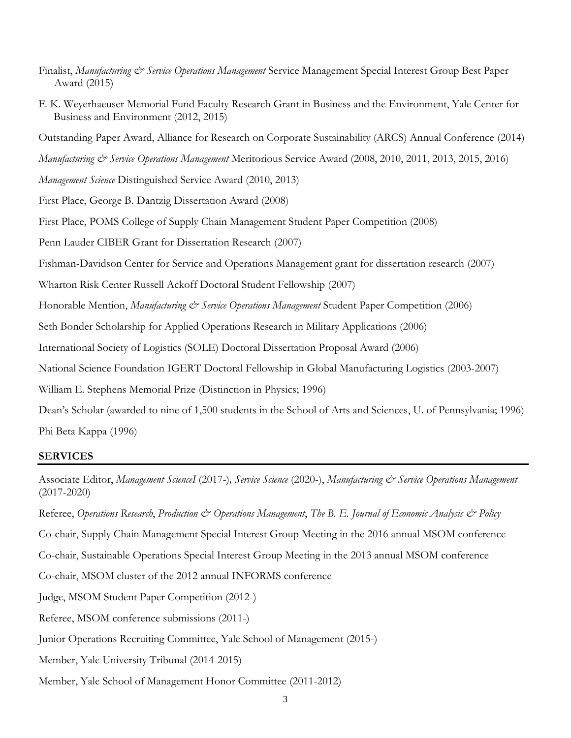Finalist, *Manufacturing & Service Operations Management* Service Management Special Interest Group Best Paper Award (2015)

F. K. Weyerhaeuser Memorial Fund Faculty Research Grant in Business and the Environment, Yale Center for Business and Environment (2012, 2015)

Outstanding Paper Award, Alliance for Research on Corporate Sustainability (ARCS) Annual Conference (2014)

*Manufacturing & Service Operations Management* Meritorious Service Award (2008, 2010, 2011, 2013, 2015, 2016)

*Management Science* Distinguished Service Award (2010, 2013)

First Place, George B. Dantzig Dissertation Award (2008)

First Place, POMS College of Supply Chain Management Student Paper Competition (2008)

Penn Lauder CIBER Grant for Dissertation Research (2007)

Fishman-Davidson Center for Service and Operations Management grant for dissertation research (2007)

Wharton Risk Center Russell Ackoff Doctoral Student Fellowship (2007)

Honorable Mention, *Manufacturing & Service Operations Management* Student Paper Competition (2006)

Seth Bonder Scholarship for Applied Operations Research in Military Applications (2006)

International Society of Logistics (SOLE) Doctoral Dissertation Proposal Award (2006)

National Science Foundation IGERT Doctoral Fellowship in Global Manufacturing Logistics (2003-2007)

William E. Stephens Memorial Prize (Distinction in Physics; 1996)

Dean's Scholar (awarded to nine of 1,500 students in the School of Arts and Sciences, U. of Pennsylvania; 1996)

Phi Beta Kappa (1996)

## SERVICES

Associate Editor, *Management ScienceI* (2017-)*, Service Science* (2020-), *Manufacturing & Service Operations Management* (2017-2020)

Referee, *Operations Research*, *Production & Operations Management*, *The B. E. Journal of Economic Analysis & Policy*

Co-chair, Supply Chain Management Special Interest Group Meeting in the 2016 annual MSOM conference

Co-chair, Sustainable Operations Special Interest Group Meeting in the 2013 annual MSOM conference

Co-chair, MSOM cluster of the 2012 annual INFORMS conference

Judge, MSOM Student Paper Competition (2012-)

Referee, MSOM conference submissions (2011-)

Junior Operations Recruiting Committee, Yale School of Management (2015-)

Member, Yale University Tribunal (2014-2015)

Member, Yale School of Management Honor Committee (2011-2012)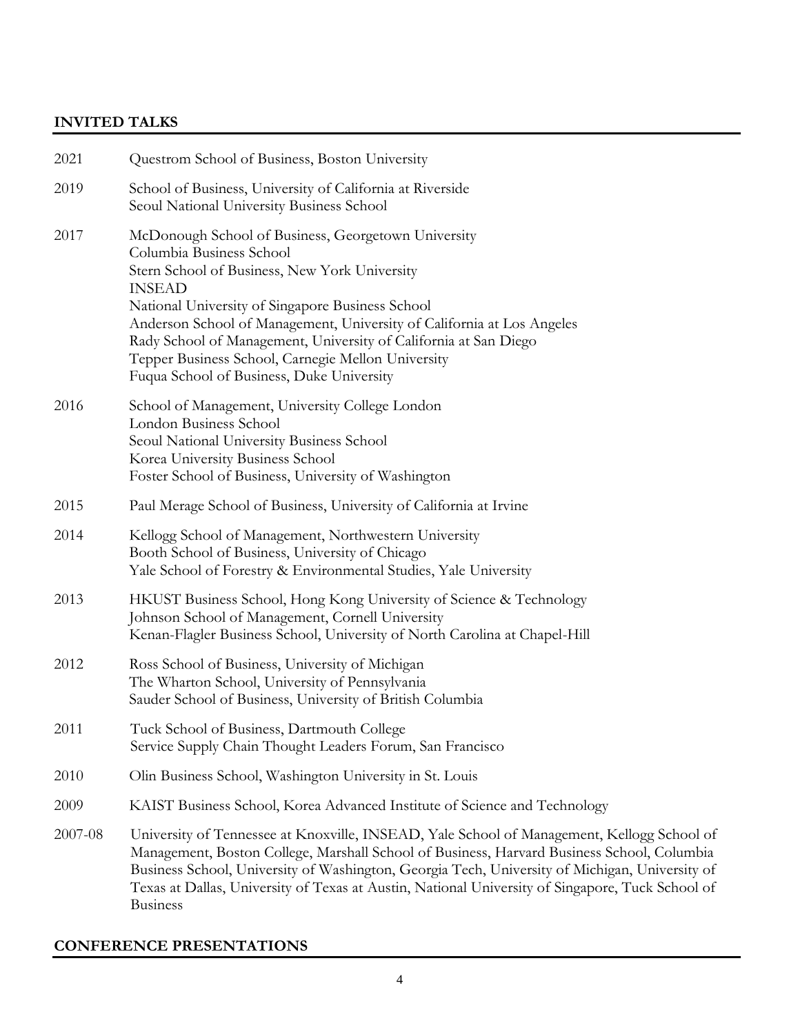## INVITED TALKS

| | |
|---|---|
| 2021 | Questrom School of Business, Boston University |
| 2019 | School of Business, University of California at Riverside<br>Seoul National University Business School |
| 2017 | McDonough School of Business, Georgetown University<br>Columbia Business School<br>Stern School of Business, New York University<br>INSEAD<br>National University of Singapore Business School<br>Anderson School of Management, University of California at Los Angeles<br>Rady School of Management, University of California at San Diego<br>Tepper Business School, Carnegie Mellon University<br>Fuqua School of Business, Duke University |
| 2016 | School of Management, University College London<br>London Business School<br>Seoul National University Business School<br>Korea University Business School<br>Foster School of Business, University of Washington |
| 2015 | Paul Merage School of Business, University of California at Irvine |
| 2014 | Kellogg School of Management, Northwestern University<br>Booth School of Business, University of Chicago<br>Yale School of Forestry & Environmental Studies, Yale University |
| 2013 | HKUST Business School, Hong Kong University of Science & Technology<br>Johnson School of Management, Cornell University<br>Kenan-Flagler Business School, University of North Carolina at Chapel-Hill |
| 2012 | Ross School of Business, University of Michigan<br>The Wharton School, University of Pennsylvania<br>Sauder School of Business, University of British Columbia |
| 2011 | Tuck School of Business, Dartmouth College<br>Service Supply Chain Thought Leaders Forum, San Francisco |
| 2010 | Olin Business School, Washington University in St. Louis |
| 2009 | KAIST Business School, Korea Advanced Institute of Science and Technology |
| 2007-08 | University of Tennessee at Knoxville, INSEAD, Yale School of Management, Kellogg School of Management, Boston College, Marshall School of Business, Harvard Business School, Columbia Business School, University of Washington, Georgia Tech, University of Michigan, University of Texas at Dallas, University of Texas at Austin, National University of Singapore, Tuck School of Business |

## CONFERENCE PRESENTATIONS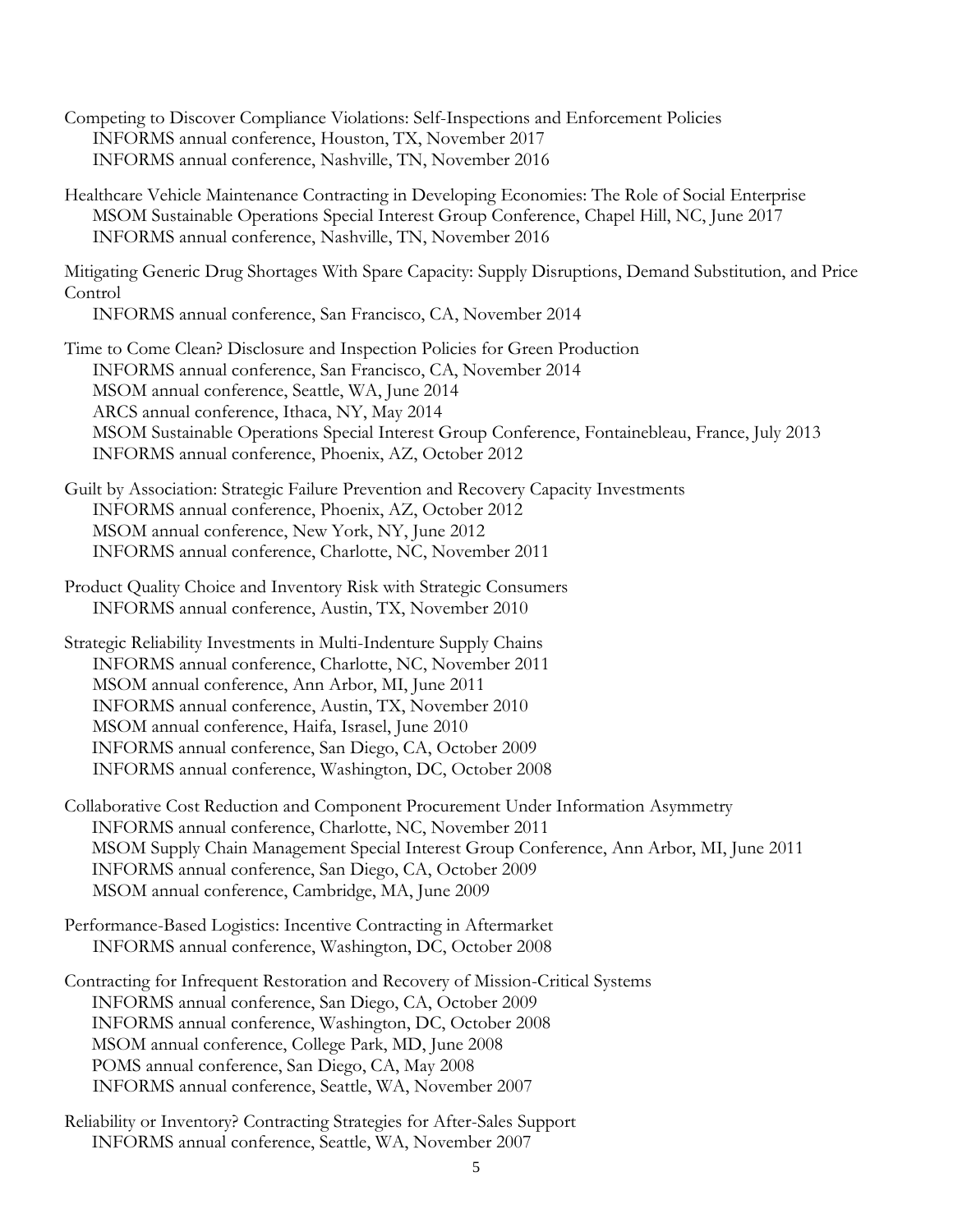Competing to Discover Compliance Violations: Self-Inspections and Enforcement Policies
- INFORMS annual conference, Houston, TX, November 2017
- INFORMS annual conference, Nashville, TN, November 2016

Healthcare Vehicle Maintenance Contracting in Developing Economies: The Role of Social Enterprise
- MSOM Sustainable Operations Special Interest Group Conference, Chapel Hill, NC, June 2017
- INFORMS annual conference, Nashville, TN, November 2016

Mitigating Generic Drug Shortages With Spare Capacity: Supply Disruptions, Demand Substitution, and Price Control
- INFORMS annual conference, San Francisco, CA, November 2014

Time to Come Clean? Disclosure and Inspection Policies for Green Production
- INFORMS annual conference, San Francisco, CA, November 2014
- MSOM annual conference, Seattle, WA, June 2014
- ARCS annual conference, Ithaca, NY, May 2014
- MSOM Sustainable Operations Special Interest Group Conference, Fontainebleau, France, July 2013
- INFORMS annual conference, Phoenix, AZ, October 2012

Guilt by Association: Strategic Failure Prevention and Recovery Capacity Investments
- INFORMS annual conference, Phoenix, AZ, October 2012
- MSOM annual conference, New York, NY, June 2012
- INFORMS annual conference, Charlotte, NC, November 2011

Product Quality Choice and Inventory Risk with Strategic Consumers
- INFORMS annual conference, Austin, TX, November 2010

Strategic Reliability Investments in Multi-Indenture Supply Chains
- INFORMS annual conference, Charlotte, NC, November 2011
- MSOM annual conference, Ann Arbor, MI, June 2011
- INFORMS annual conference, Austin, TX, November 2010
- MSOM annual conference, Haifa, Israel, June 2010
- INFORMS annual conference, San Diego, CA, October 2009
- INFORMS annual conference, Washington, DC, October 2008

Collaborative Cost Reduction and Component Procurement Under Information Asymmetry
- INFORMS annual conference, Charlotte, NC, November 2011
- MSOM Supply Chain Management Special Interest Group Conference, Ann Arbor, MI, June 2011
- INFORMS annual conference, San Diego, CA, October 2009
- MSOM annual conference, Cambridge, MA, June 2009

Performance-Based Logistics: Incentive Contracting in Aftermarket
- INFORMS annual conference, Washington, DC, October 2008

Contracting for Infrequent Restoration and Recovery of Mission-Critical Systems
- INFORMS annual conference, San Diego, CA, October 2009
- INFORMS annual conference, Washington, DC, October 2008
- MSOM annual conference, College Park, MD, June 2008
- POMS annual conference, San Diego, CA, May 2008
- INFORMS annual conference, Seattle, WA, November 2007

Reliability or Inventory? Contracting Strategies for After-Sales Support
- INFORMS annual conference, Seattle, WA, November 2007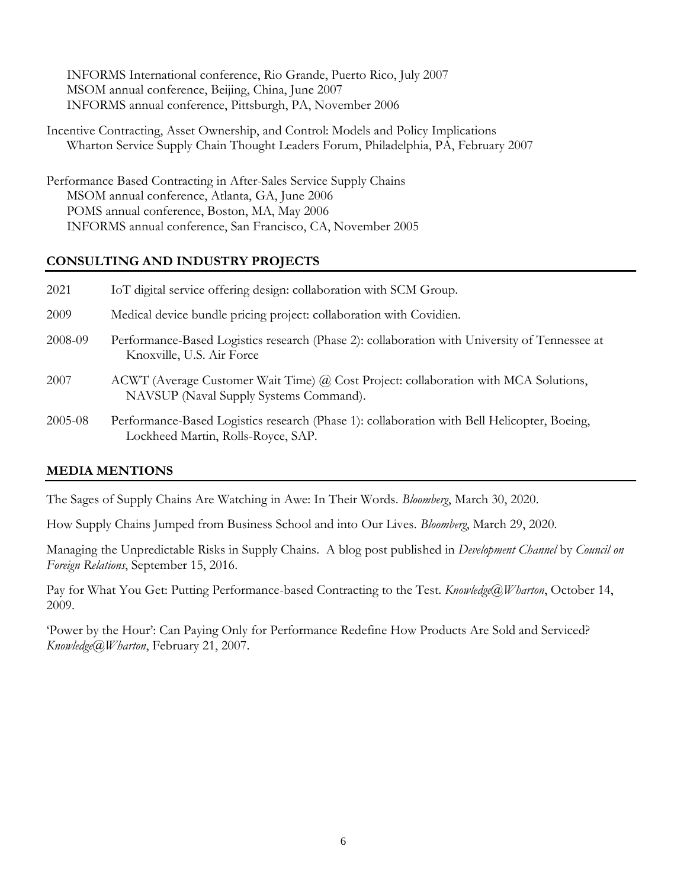INFORMS International conference, Rio Grande, Puerto Rico, July 2007
MSOM annual conference, Beijing, China, June 2007
INFORMS annual conference, Pittsburgh, PA, November 2006

Incentive Contracting, Asset Ownership, and Control: Models and Policy Implications
Wharton Service Supply Chain Thought Leaders Forum, Philadelphia, PA, February 2007

Performance Based Contracting in After-Sales Service Supply Chains
MSOM annual conference, Atlanta, GA, June 2006
POMS annual conference, Boston, MA, May 2006
INFORMS annual conference, San Francisco, CA, November 2005

## CONSULTING AND INDUSTRY PROJECTS

| | |
|---|---|
| 2021 | IoT digital service offering design: collaboration with SCM Group. |
| 2009 | Medical device bundle pricing project: collaboration with Covidien. |
| 2008-09 | Performance-Based Logistics research (Phase 2): collaboration with University of Tennessee at Knoxville, U.S. Air Force |
| 2007 | ACWT (Average Customer Wait Time) @ Cost Project: collaboration with MCA Solutions, NAVSUP (Naval Supply Systems Command). |
| 2005-08 | Performance-Based Logistics research (Phase 1): collaboration with Bell Helicopter, Boeing, Lockheed Martin, Rolls-Royce, SAP. |

## MEDIA MENTIONS

The Sages of Supply Chains Are Watching in Awe: In Their Words. *Bloomberg*, March 30, 2020.

How Supply Chains Jumped from Business School and into Our Lives. *Bloomberg*, March 29, 2020.

Managing the Unpredictable Risks in Supply Chains. A blog post published in *Development Channel* by *Council on Foreign Relations*, September 15, 2016.

Pay for What You Get: Putting Performance-based Contracting to the Test. *Knowledge@Wharton*, October 14, 2009.

'Power by the Hour': Can Paying Only for Performance Redefine How Products Are Sold and Serviced? *Knowledge@Wharton*, February 21, 2007.